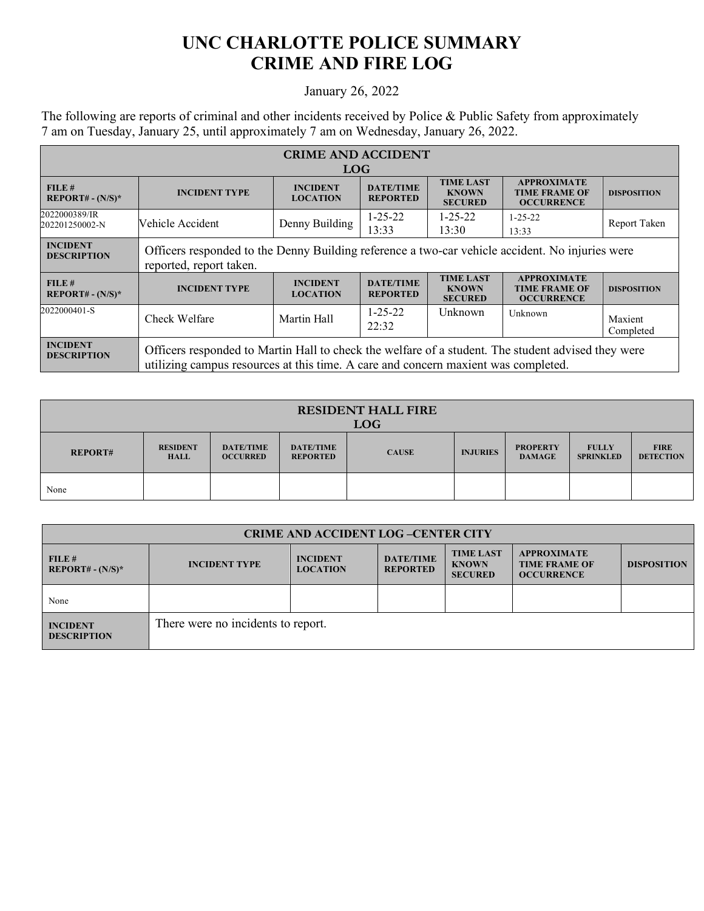# UNC CHARLOTTE POLICE SUMMARY
# CRIME AND FIRE LOG

January 26, 2022

The following are reports of criminal and other incidents received by Police & Public Safety from approximately 7 am on Tuesday, January 25, until approximately 7 am on Wednesday, January 26, 2022.

| CRIME AND ACCIDENT LOG | | | | | | |
|---|---|---|---|---|---|---|
| **FILE # REPORT# - (N/S)*** | **INCIDENT TYPE** | **INCIDENT LOCATION** | **DATE/TIME REPORTED** | **TIME LAST KNOWN SECURED** | **APPROXIMATE TIME FRAME OF OCCURRENCE** | **DISPOSITION** |
| 2022000389/IR 202201250002-N | Vehicle Accident | Denny Building | 1-25-22 13:33 | 1-25-22 13:30 | 1-25-22 13:33 | Report Taken |
| **INCIDENT DESCRIPTION** | Officers responded to the Denny Building reference a two-car vehicle accident. No injuries were reported, report taken. | | | | | |
| **FILE # REPORT# - (N/S)*** | **INCIDENT TYPE** | **INCIDENT LOCATION** | **DATE/TIME REPORTED** | **TIME LAST KNOWN SECURED** | **APPROXIMATE TIME FRAME OF OCCURRENCE** | **DISPOSITION** |
| 2022000401-S | Check Welfare | Martin Hall | 1-25-22 22:32 | Unknown | Unknown | Maxient Completed |
| **INCIDENT DESCRIPTION** | Officers responded to Martin Hall to check the welfare of a student. The student advised they were utilizing campus resources at this time. A care and concern maxient was completed. | | | | | |

| RESIDENT HALL FIRE LOG | | | | | | | | |
|---|---|---|---|---|---|---|---|---|
| **REPORT#** | **RESIDENT HALL** | **DATE/TIME OCCURRED** | **DATE/TIME REPORTED** | **CAUSE** | **INJURIES** | **PROPERTY DAMAGE** | **FULLY SPRINKLED** | **FIRE DETECTION** |
| None | | | | | | | | |

| CRIME AND ACCIDENT LOG –CENTER CITY | | | | | | |
|---|---|---|---|---|---|---|
| **FILE # REPORT# - (N/S)*** | **INCIDENT TYPE** | **INCIDENT LOCATION** | **DATE/TIME REPORTED** | **TIME LAST KNOWN SECURED** | **APPROXIMATE TIME FRAME OF OCCURRENCE** | **DISPOSITION** |
| None | | | | | | |
| **INCIDENT DESCRIPTION** | There were no incidents to report. | | | | | |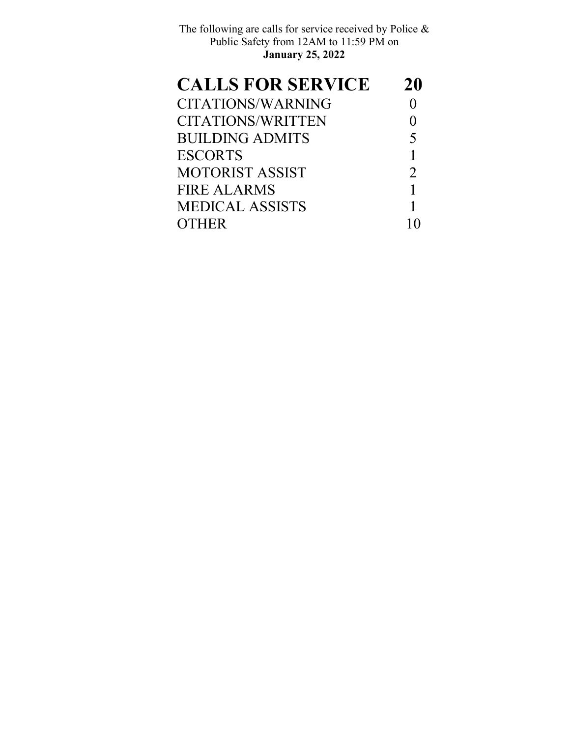The following are calls for service received by Police & Public Safety from 12AM to 11:59 PM on
**January 25, 2022**

| | |
|---|---|
| **CALLS FOR SERVICE** | **20** |
| CITATIONS/WARNING | 0 |
| CITATIONS/WRITTEN | 0 |
| BUILDING ADMITS | 5 |
| ESCORTS | 1 |
| MOTORIST ASSIST | 2 |
| FIRE ALARMS | 1 |
| MEDICAL ASSISTS | 1 |
| OTHER | 10 |